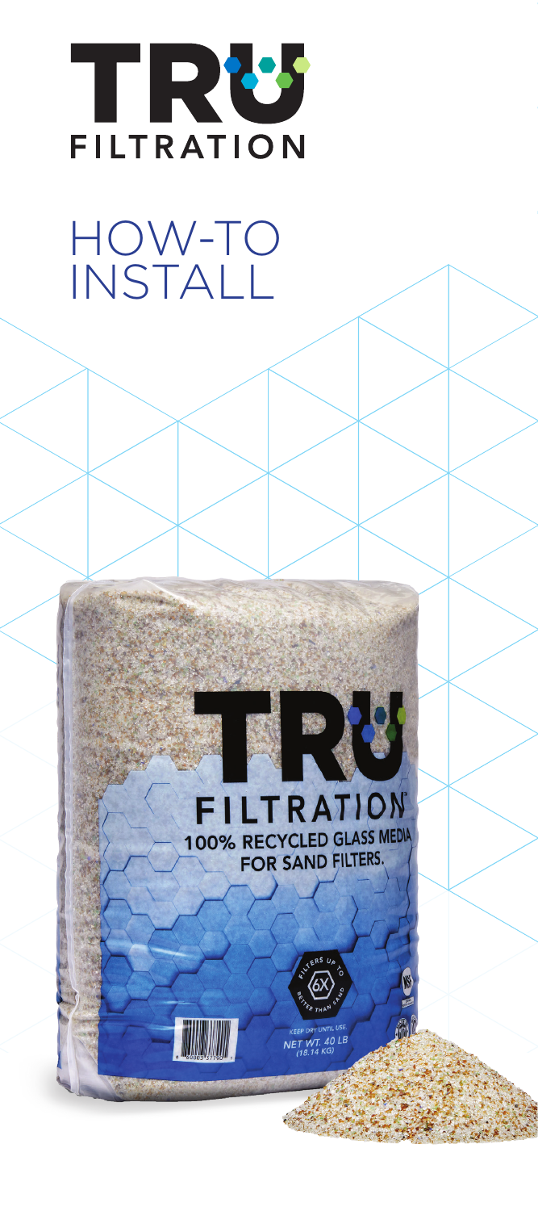# TRU FILTRATION

# HOW-TO INSTALL

TRU FILTRATION

100% RECYCLED GLASS MEDIA FOR SAND FILTERS.

FILTERS UP TO 6X BETTER THAN SAND

KEEP DRY UNTIL USE.

NET WT. 40 LB (18.14 KG)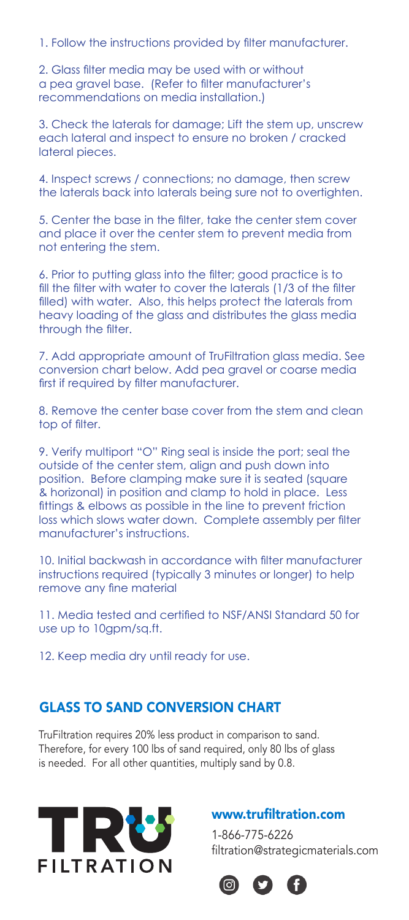1. Follow the instructions provided by filter manufacturer.

2. Glass filter media may be used with or without a pea gravel base. (Refer to filter manufacturer's recommendations on media installation.)

3. Check the laterals for damage; Lift the stem up, unscrew each lateral and inspect to ensure no broken / cracked lateral pieces.

4. Inspect screws / connections; no damage, then screw the laterals back into laterals being sure not to overtighten.

5. Center the base in the filter, take the center stem cover and place it over the center stem to prevent media from not entering the stem.

6. Prior to putting glass into the filter; good practice is to fill the filter with water to cover the laterals (1/3 of the filter filled) with water. Also, this helps protect the laterals from heavy loading of the glass and distributes the glass media through the filter.

7. Add appropriate amount of TruFiltration glass media. See conversion chart below. Add pea gravel or coarse media first if required by filter manufacturer.

8. Remove the center base cover from the stem and clean top of filter.

9. Verify multiport "O" Ring seal is inside the port; seal the outside of the center stem, align and push down into position. Before clamping make sure it is seated (square & horizonal) in position and clamp to hold in place. Less fittings & elbows as possible in the line to prevent friction loss which slows water down. Complete assembly per filter manufacturer's instructions.

10. Initial backwash in accordance with filter manufacturer instructions required (typically 3 minutes or longer) to help remove any fine material

11. Media tested and certified to NSF/ANSI Standard 50 for use up to 10gpm/sq.ft.

12. Keep media dry until ready for use.

## GLASS TO SAND CONVERSION CHART

TruFiltration requires 20% less product in comparison to sand. Therefore, for every 100 lbs of sand required, only 80 lbs of glass is needed. For all other quantities, multiply sand by 0.8.

TRU FILTRATION

**www.trufiltration.com**

1-866-775-6226
filtration@strategicmaterials.com